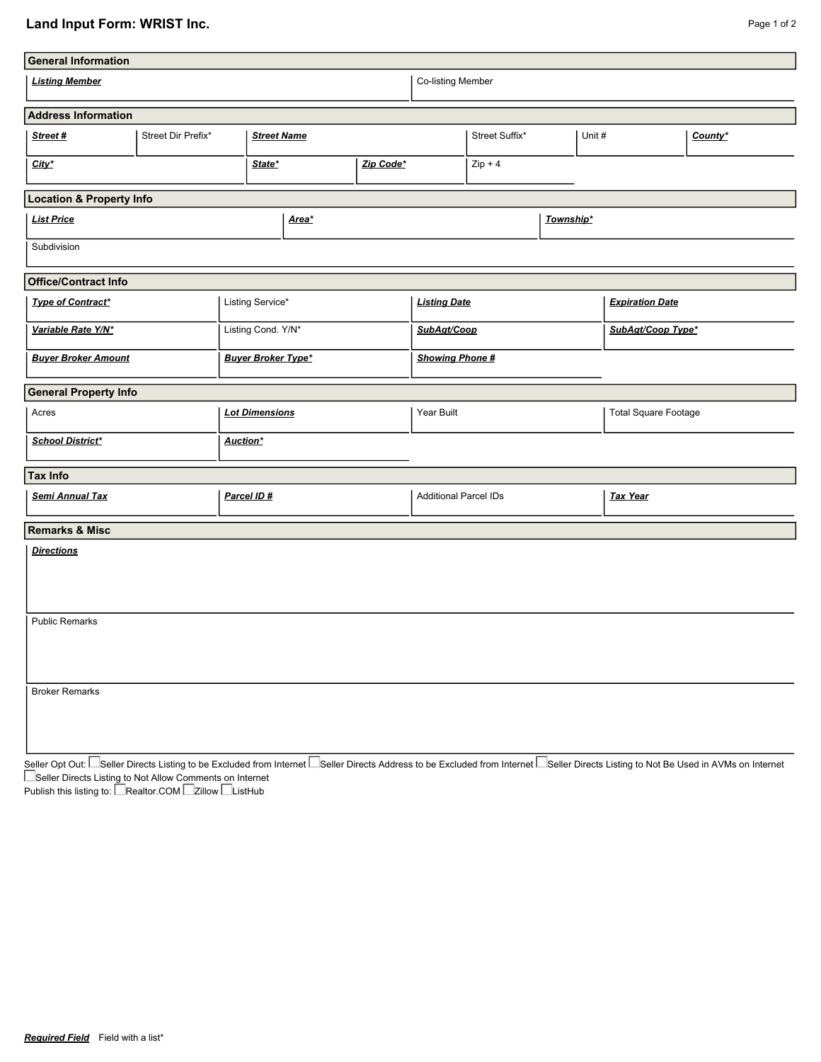# Land Input Form: WRIST Inc.

## General Information

| ***Listing Member*** | Co-listing Member |
|---|---|
| | |

## Address Information

| ***Street #*** | Street Dir Prefix* | ***Street Name*** | Street Suffix* | Unit # | ***County**** |
|---|---|---|---|---|---|
| | | | | | |

| ***City**** | ***State**** | ***Zip Code**** | Zip + 4 |
|---|---|---|---|
| | | | |

## Location & Property Info

| ***List Price*** | ***Area**** | ***Township**** |
|---|---|---|
| | | |

| Subdivision |
|---|
| |

## Office/Contract Info

| ***Type of Contract**** | Listing Service* | ***Listing Date*** | ***Expiration Date*** |
|---|---|---|---|
| ***Variable Rate Y/N**** | Listing Cond. Y/N* | ***SubAgt/Coop*** | ***SubAgt/Coop Type**** |
| ***Buyer Broker Amount*** | ***Buyer Broker Type**** | ***Showing Phone #*** | |

## General Property Info

| Acres | ***Lot Dimensions*** | Year Built | Total Square Footage |
|---|---|---|---|
| ***School District**** | ***Auction**** | | |

## Tax Info

| ***Semi Annual Tax*** | ***Parcel ID #*** | Additional Parcel IDs | ***Tax Year*** |
|---|---|---|---|
| | | | |

## Remarks & Misc

***Directions***

Public Remarks

Broker Remarks

Seller Opt Out: ☐ Seller Directs Listing to be Excluded from Internet ☐ Seller Directs Address to be Excluded from Internet ☐ Seller Directs Listing to Not Be Used in AVMs on Internet ☐ Seller Directs Listing to Not Allow Comments on Internet

Publish this listing to: ☐ Realtor.COM ☐ Zillow ☐ ListHub

***Required Field*** Field with a list*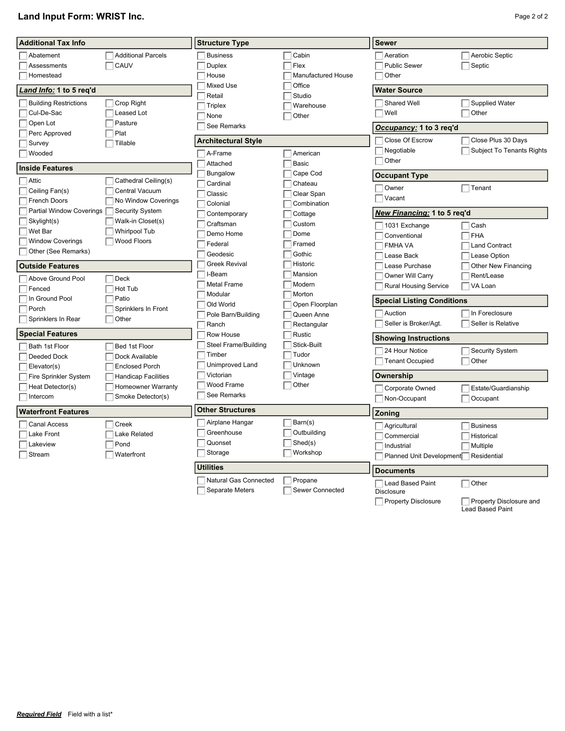# Land Input Form: WRIST Inc.

## Additional Tax Info

- [ ] Abatement
- [ ] Additional Parcels
- [ ] Assessments
- [ ] CAUV
- [ ] Homestead

## ***Land Info:*** 1 to 5 req'd

- [ ] Building Restrictions
- [ ] Crop Right
- [ ] Cul-De-Sac
- [ ] Leased Lot
- [ ] Open Lot
- [ ] Pasture
- [ ] Perc Approved
- [ ] Plat
- [ ] Survey
- [ ] Tillable
- [ ] Wooded

## Inside Features

- [ ] Attic
- [ ] Cathedral Ceiling(s)
- [ ] Ceiling Fan(s)
- [ ] Central Vacuum
- [ ] French Doors
- [ ] No Window Coverings
- [ ] Partial Window Coverings
- [ ] Security System
- [ ] Skylight(s)
- [ ] Walk-in Closet(s)
- [ ] Wet Bar
- [ ] Whirlpool Tub
- [ ] Window Coverings
- [ ] Wood Floors
- [ ] Other (See Remarks)

## Outside Features

- [ ] Above Ground Pool
- [ ] Deck
- [ ] Fenced
- [ ] Hot Tub
- [ ] In Ground Pool
- [ ] Patio
- [ ] Porch
- [ ] Sprinklers In Front
- [ ] Sprinklers In Rear
- [ ] Other

## Special Features

- [ ] Bath 1st Floor
- [ ] Bed 1st Floor
- [ ] Deeded Dock
- [ ] Dock Available
- [ ] Elevator(s)
- [ ] Enclosed Porch
- [ ] Fire Sprinkler System
- [ ] Handicap Facilities
- [ ] Heat Detector(s)
- [ ] Homeowner Warranty
- [ ] Intercom
- [ ] Smoke Detector(s)

## Waterfront Features

- [ ] Canal Access
- [ ] Creek
- [ ] Lake Front
- [ ] Lake Related
- [ ] Lakeview
- [ ] Pond
- [ ] Stream
- [ ] Waterfront

## Structure Type

- [ ] Business
- [ ] Cabin
- [ ] Duplex
- [ ] Flex
- [ ] House
- [ ] Manufactured House
- [ ] Mixed Use
- [ ] Office
- [ ] Retail
- [ ] Studio
- [ ] Triplex
- [ ] Warehouse
- [ ] None
- [ ] Other
- [ ] See Remarks

## Architectural Style

- [ ] A-Frame
- [ ] American
- [ ] Attached
- [ ] Basic
- [ ] Bungalow
- [ ] Cape Cod
- [ ] Cardinal
- [ ] Chateau
- [ ] Classic
- [ ] Clear Span
- [ ] Colonial
- [ ] Combination
- [ ] Contemporary
- [ ] Cottage
- [ ] Craftsman
- [ ] Custom
- [ ] Demo Home
- [ ] Dome
- [ ] Federal
- [ ] Framed
- [ ] Geodesic
- [ ] Gothic
- [ ] Greek Revival
- [ ] Historic
- [ ] I-Beam
- [ ] Mansion
- [ ] Metal Frame
- [ ] Modern
- [ ] Modular
- [ ] Morton
- [ ] Old World
- [ ] Open Floorplan
- [ ] Pole Barn/Building
- [ ] Queen Anne
- [ ] Ranch
- [ ] Rectangular
- [ ] Row House
- [ ] Rustic
- [ ] Steel Frame/Building
- [ ] Stick-Built
- [ ] Timber
- [ ] Tudor
- [ ] Unimproved Land
- [ ] Unknown
- [ ] Victorian
- [ ] Vintage
- [ ] Wood Frame
- [ ] Other
- [ ] See Remarks

## Other Structures

- [ ] Airplane Hangar
- [ ] Barn(s)
- [ ] Greenhouse
- [ ] Outbuilding
- [ ] Quonset
- [ ] Shed(s)
- [ ] Storage
- [ ] Workshop

## Utilities

- [ ] Natural Gas Connected
- [ ] Propane
- [ ] Separate Meters
- [ ] Sewer Connected

## Sewer

- [ ] Aeration
- [ ] Aerobic Septic
- [ ] Public Sewer
- [ ] Septic
- [ ] Other

## Water Source

- [ ] Shared Well
- [ ] Supplied Water
- [ ] Well
- [ ] Other

## ***Occupancy:*** 1 to 3 req'd

- [ ] Close Of Escrow
- [ ] Close Plus 30 Days
- [ ] Negotiable
- [ ] Subject To Tenants Rights
- [ ] Other

## Occupant Type

- [ ] Owner
- [ ] Tenant
- [ ] Vacant

## ***New Financing:*** 1 to 5 req'd

- [ ] 1031 Exchange
- [ ] Cash
- [ ] Conventional
- [ ] FHA
- [ ] FMHA VA
- [ ] Land Contract
- [ ] Lease Back
- [ ] Lease Option
- [ ] Lease Purchase
- [ ] Other New Financing
- [ ] Owner Will Carry
- [ ] Rent/Lease
- [ ] Rural Housing Service
- [ ] VA Loan

## Special Listing Conditions

- [ ] Auction
- [ ] In Foreclosure
- [ ] Seller is Broker/Agt.
- [ ] Seller is Relative

## Showing Instructions

- [ ] 24 Hour Notice
- [ ] Security System
- [ ] Tenant Occupied
- [ ] Other

## Ownership

- [ ] Corporate Owned
- [ ] Estate/Guardianship
- [ ] Non-Occupant
- [ ] Occupant

## Zoning

- [ ] Agricultural
- [ ] Business
- [ ] Commercial
- [ ] Historical
- [ ] Industrial
- [ ] Multiple
- [ ] Planned Unit Development
- [ ] Residential

## Documents

- [ ] Lead Based Paint Disclosure
- [ ] Other
- [ ] Property Disclosure
- [ ] Property Disclosure and Lead Based Paint

***Required Field*** Field with a list*